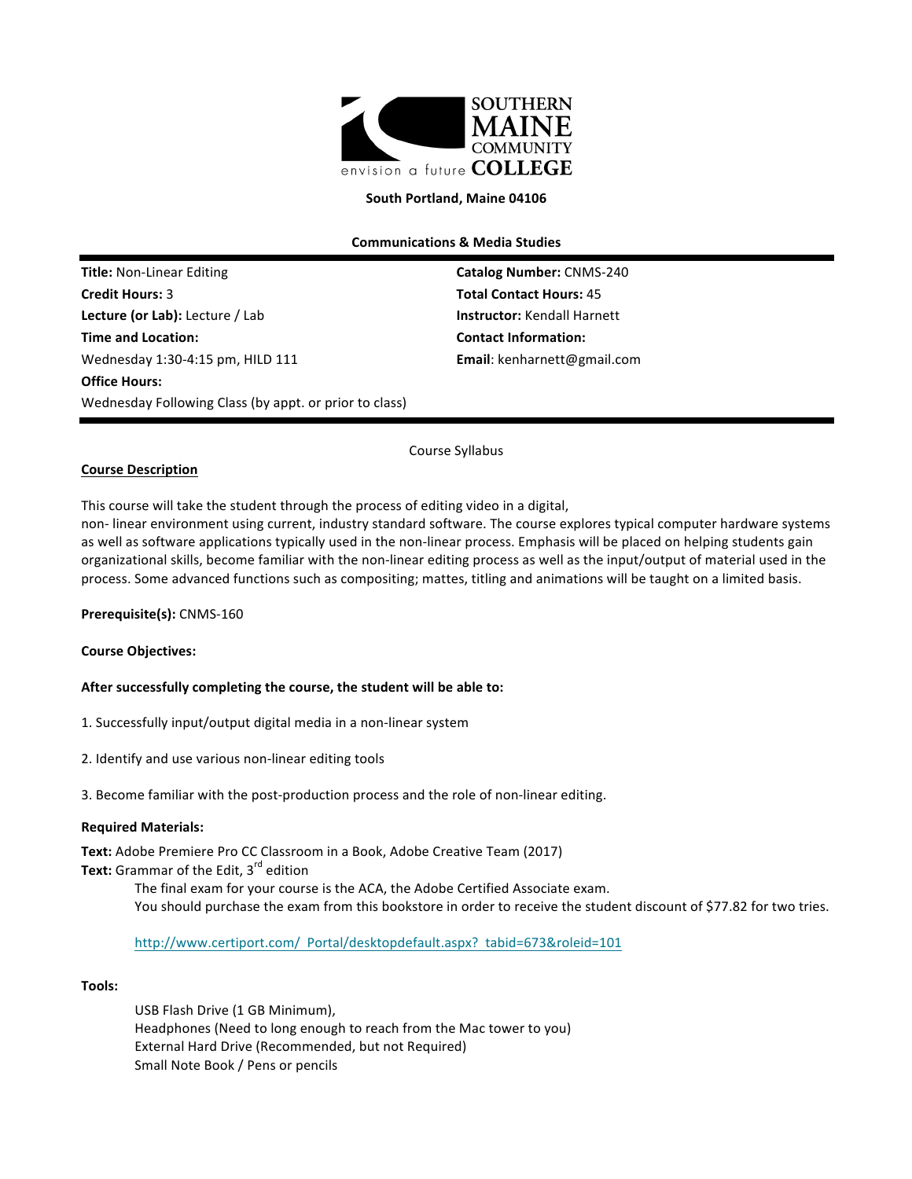**SOUTHERN MAINE COMMUNITY COLLEGE**
envision a future

**South Portland, Maine 04106**

**Communications & Media Studies**

**Title:** Non-Linear Editing
**Credit Hours:** 3
**Lecture (or Lab):** Lecture / Lab
**Time and Location:**
Wednesday 1:30-4:15 pm, HILD 111
**Office Hours:**
Wednesday Following Class (by appt. or prior to class)

**Catalog Number:** CNMS-240
**Total Contact Hours:** 45
**Instructor:** Kendall Harnett
**Contact Information:**
**Email**: kenharnett@gmail.com

Course Syllabus

## Course Description

This course will take the student through the process of editing video in a digital,
non- linear environment using current, industry standard software. The course explores typical computer hardware systems as well as software applications typically used in the non-linear process. Emphasis will be placed on helping students gain organizational skills, become familiar with the non-linear editing process as well as the input/output of material used in the process. Some advanced functions such as compositing; mattes, titling and animations will be taught on a limited basis.

**Prerequisite(s):** CNMS-160

**Course Objectives:**

**After successfully completing the course, the student will be able to:**

1. Successfully input/output digital media in a non-linear system

2. Identify and use various non-linear editing tools

3. Become familiar with the post-production process and the role of non-linear editing.

**Required Materials:**

**Text:** Adobe Premiere Pro CC Classroom in a Book, Adobe Creative Team (2017)
**Text:** Grammar of the Edit, 3rd edition

The final exam for your course is the ACA, the Adobe Certified Associate exam.
You should purchase the exam from this bookstore in order to receive the student discount of $77.82 for two tries.

http://www.certiport.com/ Portal/desktopdefault.aspx? tabid=673&roleid=101

**Tools:**

USB Flash Drive (1 GB Minimum),
Headphones (Need to long enough to reach from the Mac tower to you)
External Hard Drive (Recommended, but not Required)
Small Note Book / Pens or pencils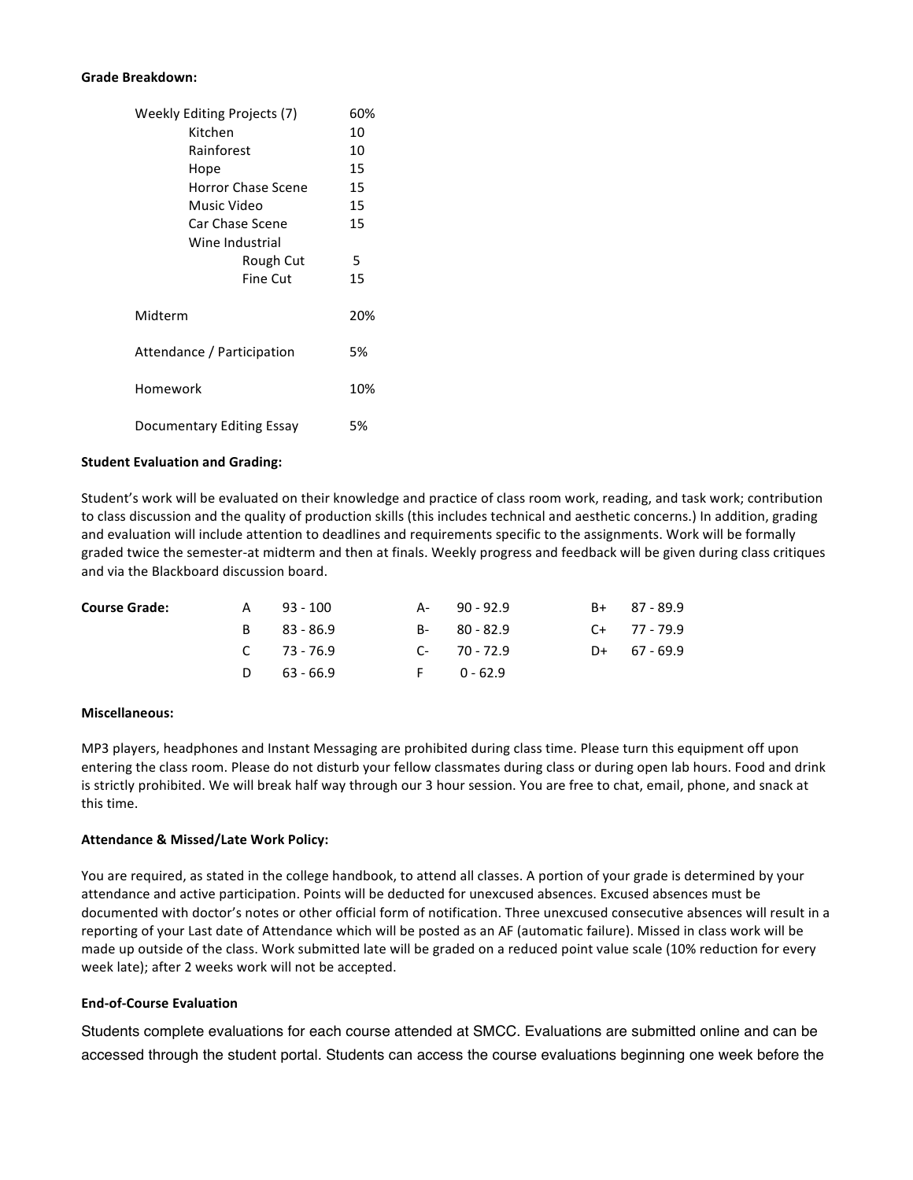**Grade Breakdown:**

| | |
|---|---|
| Weekly Editing Projects (7) | 60% |
| Kitchen | 10 |
| Rainforest | 10 |
| Hope | 15 |
| Horror Chase Scene | 15 |
| Music Video | 15 |
| Car Chase Scene | 15 |
| Wine Industrial | |
| Rough Cut | 5 |
| Fine Cut | 15 |
| Midterm | 20% |
| Attendance / Participation | 5% |
| Homework | 10% |
| Documentary Editing Essay | 5% |

**Student Evaluation and Grading:**

Student's work will be evaluated on their knowledge and practice of class room work, reading, and task work; contribution to class discussion and the quality of production skills (this includes technical and aesthetic concerns.) In addition, grading and evaluation will include attention to deadlines and requirements specific to the assignments. Work will be formally graded twice the semester-at midterm and then at finals. Weekly progress and feedback will be given during class critiques and via the Blackboard discussion board.

**Course Grade:**

| | | | | | |
|---|---|---|---|---|---|
| A | 93 - 100 | A- | 90 - 92.9 | B+ | 87 - 89.9 |
| B | 83 - 86.9 | B- | 80 - 82.9 | C+ | 77 - 79.9 |
| C | 73 - 76.9 | C- | 70 - 72.9 | D+ | 67 - 69.9 |
| D | 63 - 66.9 | F | 0 - 62.9 | | |

**Miscellaneous:**

MP3 players, headphones and Instant Messaging are prohibited during class time. Please turn this equipment off upon entering the class room. Please do not disturb your fellow classmates during class or during open lab hours. Food and drink is strictly prohibited. We will break half way through our 3 hour session. You are free to chat, email, phone, and snack at this time.

**Attendance & Missed/Late Work Policy:**

You are required, as stated in the college handbook, to attend all classes. A portion of your grade is determined by your attendance and active participation. Points will be deducted for unexcused absences. Excused absences must be documented with doctor's notes or other official form of notification. Three unexcused consecutive absences will result in a reporting of your Last date of Attendance which will be posted as an AF (automatic failure). Missed in class work will be made up outside of the class. Work submitted late will be graded on a reduced point value scale (10% reduction for every week late); after 2 weeks work will not be accepted.

**End-of-Course Evaluation**

Students complete evaluations for each course attended at SMCC. Evaluations are submitted online and can be accessed through the student portal. Students can access the course evaluations beginning one week before the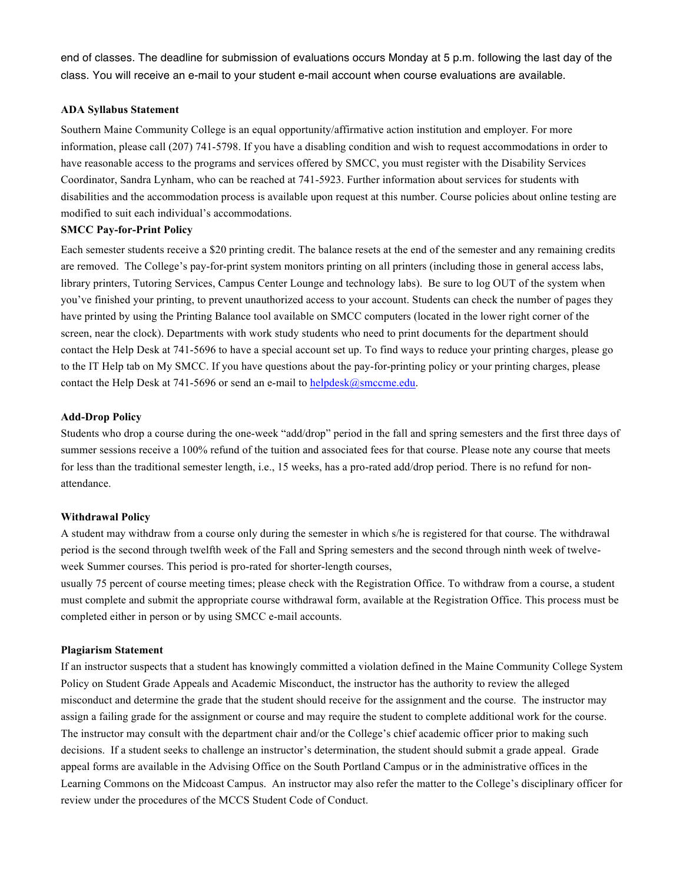end of classes. The deadline for submission of evaluations occurs Monday at 5 p.m. following the last day of the class. You will receive an e-mail to your student e-mail account when course evaluations are available.

**ADA Syllabus Statement**

Southern Maine Community College is an equal opportunity/affirmative action institution and employer. For more information, please call (207) 741-5798. If you have a disabling condition and wish to request accommodations in order to have reasonable access to the programs and services offered by SMCC, you must register with the Disability Services Coordinator, Sandra Lynham, who can be reached at 741-5923. Further information about services for students with disabilities and the accommodation process is available upon request at this number. Course policies about online testing are modified to suit each individual's accommodations.

**SMCC Pay-for-Print Policy**

Each semester students receive a $20 printing credit. The balance resets at the end of the semester and any remaining credits are removed. The College's pay-for-print system monitors printing on all printers (including those in general access labs, library printers, Tutoring Services, Campus Center Lounge and technology labs). Be sure to log OUT of the system when you've finished your printing, to prevent unauthorized access to your account. Students can check the number of pages they have printed by using the Printing Balance tool available on SMCC computers (located in the lower right corner of the screen, near the clock). Departments with work study students who need to print documents for the department should contact the Help Desk at 741-5696 to have a special account set up. To find ways to reduce your printing charges, please go to the IT Help tab on My SMCC. If you have questions about the pay-for-printing policy or your printing charges, please contact the Help Desk at 741-5696 or send an e-mail to helpdesk@smccme.edu.

**Add-Drop Policy**

Students who drop a course during the one-week "add/drop" period in the fall and spring semesters and the first three days of summer sessions receive a 100% refund of the tuition and associated fees for that course. Please note any course that meets for less than the traditional semester length, i.e., 15 weeks, has a pro-rated add/drop period. There is no refund for non-attendance.

**Withdrawal Policy**

A student may withdraw from a course only during the semester in which s/he is registered for that course. The withdrawal period is the second through twelfth week of the Fall and Spring semesters and the second through ninth week of twelve-week Summer courses. This period is pro-rated for shorter-length courses,
usually 75 percent of course meeting times; please check with the Registration Office. To withdraw from a course, a student must complete and submit the appropriate course withdrawal form, available at the Registration Office. This process must be completed either in person or by using SMCC e-mail accounts.

**Plagiarism Statement**

If an instructor suspects that a student has knowingly committed a violation defined in the Maine Community College System Policy on Student Grade Appeals and Academic Misconduct, the instructor has the authority to review the alleged misconduct and determine the grade that the student should receive for the assignment and the course. The instructor may assign a failing grade for the assignment or course and may require the student to complete additional work for the course. The instructor may consult with the department chair and/or the College's chief academic officer prior to making such decisions. If a student seeks to challenge an instructor's determination, the student should submit a grade appeal. Grade appeal forms are available in the Advising Office on the South Portland Campus or in the administrative offices in the Learning Commons on the Midcoast Campus. An instructor may also refer the matter to the College's disciplinary officer for review under the procedures of the MCCS Student Code of Conduct.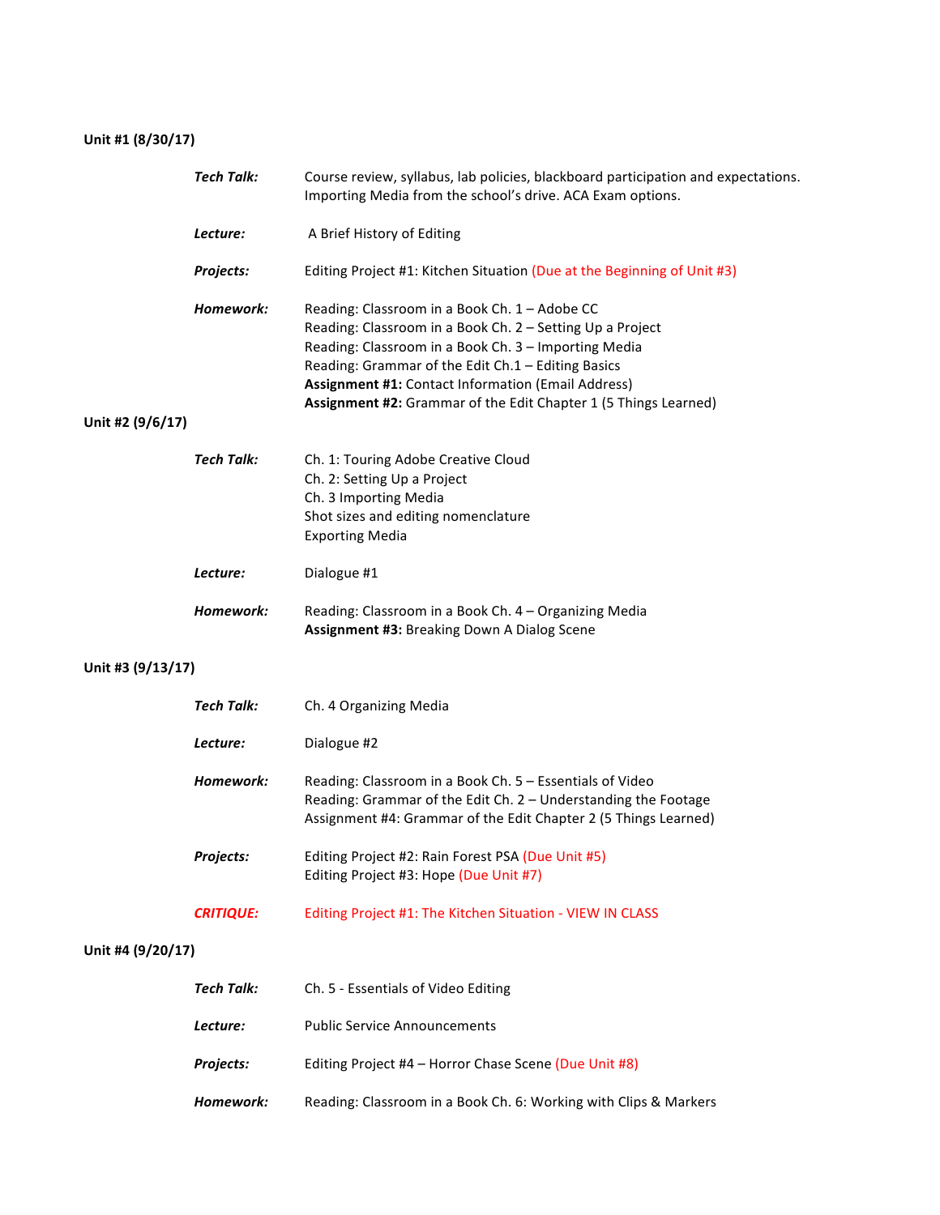**Unit #1 (8/30/17)**

***Tech Talk:*** Course review, syllabus, lab policies, blackboard participation and expectations. Importing Media from the school's drive. ACA Exam options.

***Lecture:*** A Brief History of Editing

***Projects:*** Editing Project #1: Kitchen Situation (Due at the Beginning of Unit #3)

***Homework:*** Reading: Classroom in a Book Ch. 1 – Adobe CC
Reading: Classroom in a Book Ch. 2 – Setting Up a Project
Reading: Classroom in a Book Ch. 3 – Importing Media
Reading: Grammar of the Edit Ch.1 – Editing Basics
**Assignment #1:** Contact Information (Email Address)
**Assignment #2:** Grammar of the Edit Chapter 1 (5 Things Learned)

**Unit #2 (9/6/17)**

***Tech Talk:*** Ch. 1: Touring Adobe Creative Cloud
Ch. 2: Setting Up a Project
Ch. 3 Importing Media
Shot sizes and editing nomenclature
Exporting Media

***Lecture:*** Dialogue #1

***Homework:*** Reading: Classroom in a Book Ch. 4 – Organizing Media
**Assignment #3:** Breaking Down A Dialog Scene

**Unit #3 (9/13/17)**

***Tech Talk:*** Ch. 4 Organizing Media

***Lecture:*** Dialogue #2

***Homework:*** Reading: Classroom in a Book Ch. 5 – Essentials of Video
Reading: Grammar of the Edit Ch. 2 – Understanding the Footage
Assignment #4: Grammar of the Edit Chapter 2 (5 Things Learned)

***Projects:*** Editing Project #2: Rain Forest PSA (Due Unit #5)
Editing Project #3: Hope (Due Unit #7)

***CRITIQUE:*** Editing Project #1: The Kitchen Situation - VIEW IN CLASS

**Unit #4 (9/20/17)**

***Tech Talk:*** Ch. 5 - Essentials of Video Editing

***Lecture:*** Public Service Announcements

***Projects:*** Editing Project #4 – Horror Chase Scene (Due Unit #8)

***Homework:*** Reading: Classroom in a Book Ch. 6: Working with Clips & Markers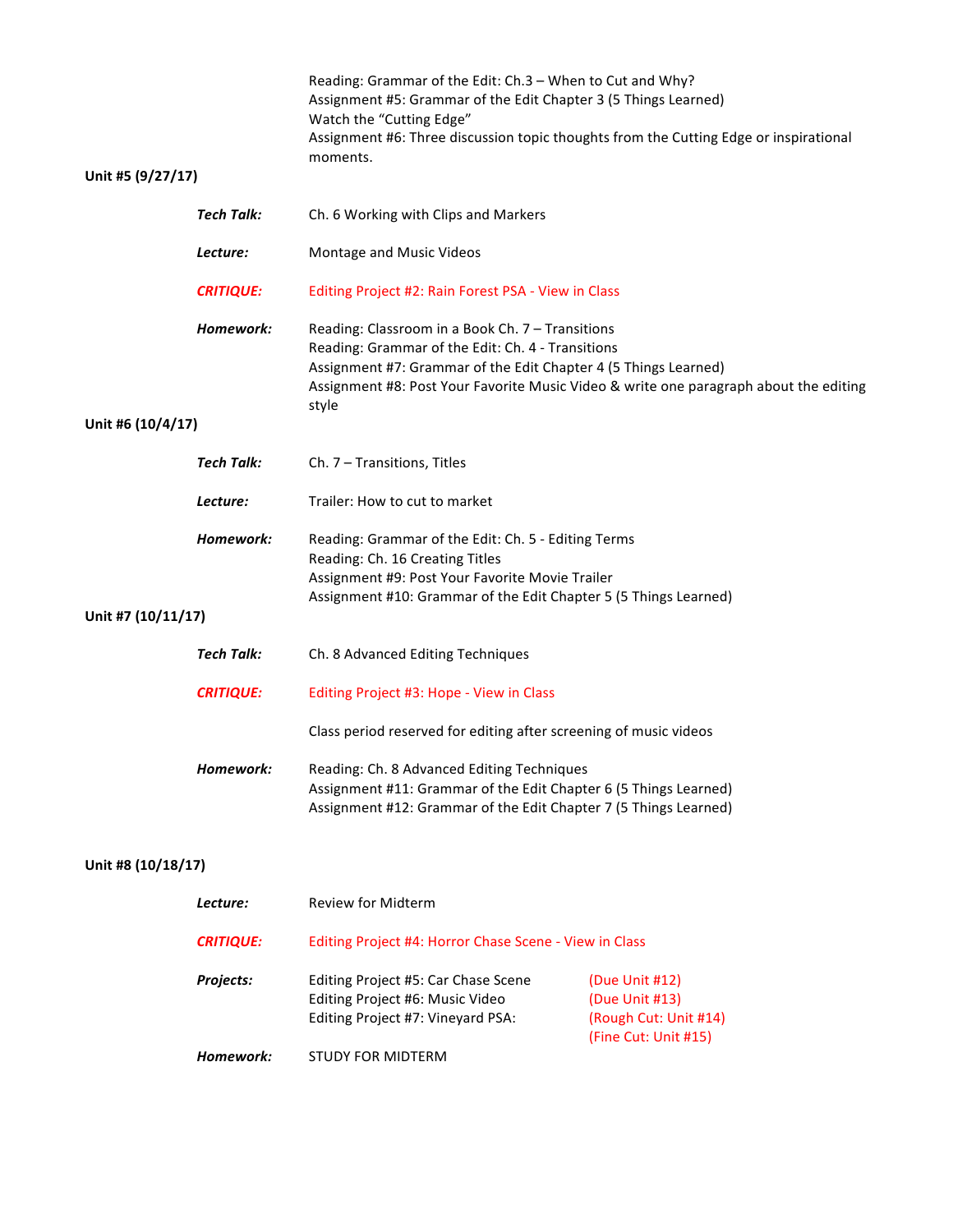Reading: Grammar of the Edit: Ch.3 – When to Cut and Why?
Assignment #5: Grammar of the Edit Chapter 3 (5 Things Learned)
Watch the "Cutting Edge"
Assignment #6: Three discussion topic thoughts from the Cutting Edge or inspirational moments.

**Unit #5 (9/27/17)**

***Tech Talk:*** Ch. 6 Working with Clips and Markers

***Lecture:*** Montage and Music Videos

***CRITIQUE:*** Editing Project #2: Rain Forest PSA - View in Class

***Homework:***
Reading: Classroom in a Book Ch. 7 – Transitions
Reading: Grammar of the Edit: Ch. 4 - Transitions
Assignment #7: Grammar of the Edit Chapter 4 (5 Things Learned)
Assignment #8: Post Your Favorite Music Video & write one paragraph about the editing style

**Unit #6 (10/4/17)**

***Tech Talk:*** Ch. 7 – Transitions, Titles

***Lecture:*** Trailer: How to cut to market

***Homework:***
Reading: Grammar of the Edit: Ch. 5 - Editing Terms
Reading: Ch. 16 Creating Titles
Assignment #9: Post Your Favorite Movie Trailer
Assignment #10: Grammar of the Edit Chapter 5 (5 Things Learned)

**Unit #7 (10/11/17)**

***Tech Talk:*** Ch. 8 Advanced Editing Techniques

***CRITIQUE:*** Editing Project #3: Hope - View in Class

Class period reserved for editing after screening of music videos

***Homework:***
Reading: Ch. 8 Advanced Editing Techniques
Assignment #11: Grammar of the Edit Chapter 6 (5 Things Learned)
Assignment #12: Grammar of the Edit Chapter 7 (5 Things Learned)

**Unit #8 (10/18/17)**

***Lecture:*** Review for Midterm

***CRITIQUE:*** Editing Project #4: Horror Chase Scene - View in Class

***Projects:***
Editing Project #5: Car Chase Scene (Due Unit #12)
Editing Project #6: Music Video (Due Unit #13)
Editing Project #7: Vineyard PSA: (Rough Cut: Unit #14) (Fine Cut: Unit #15)

***Homework:*** STUDY FOR MIDTERM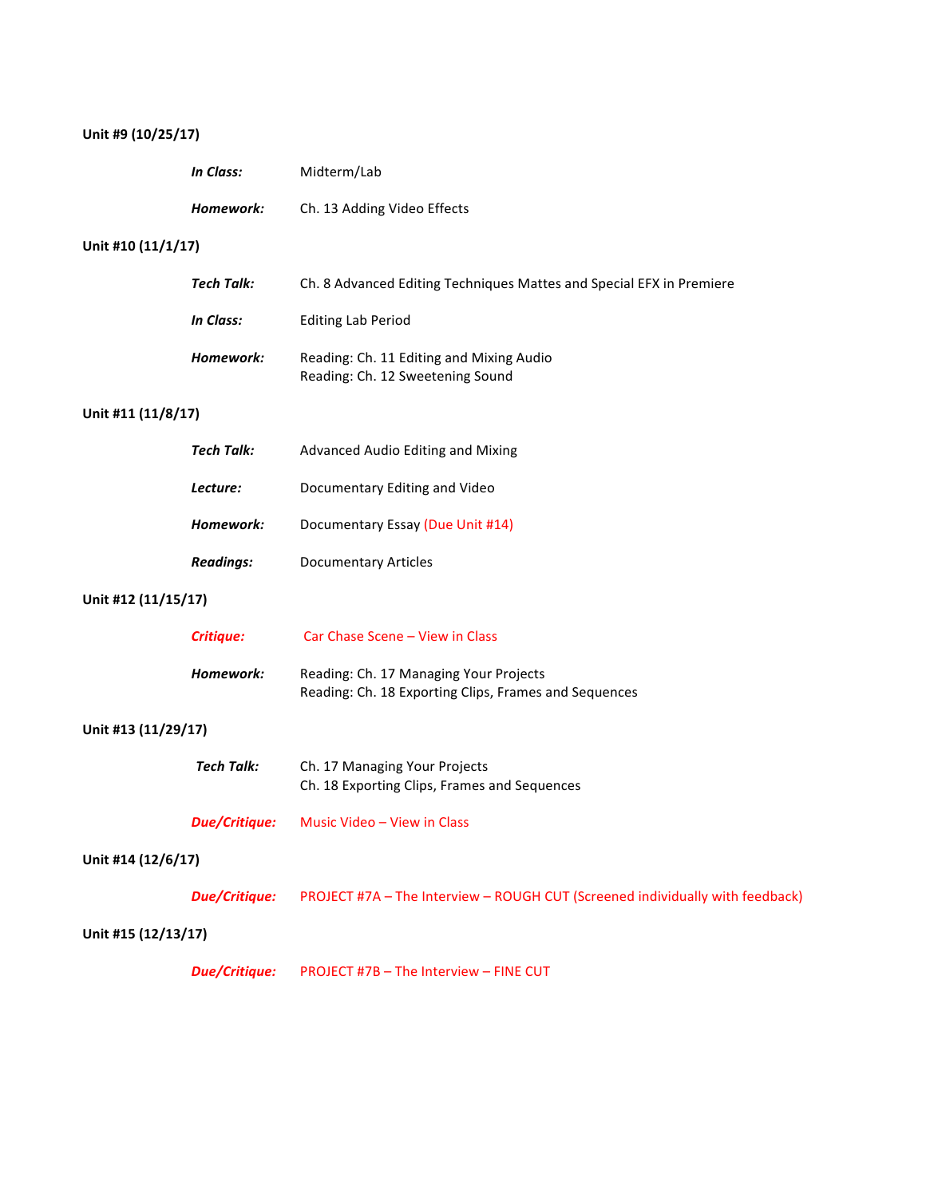**Unit #9 (10/25/17)**

| | |
|---|---|
| ***In Class:*** | Midterm/Lab |
| ***Homework:*** | Ch. 13 Adding Video Effects |

**Unit #10 (11/1/17)**

| | |
|---|---|
| ***Tech Talk:*** | Ch. 8 Advanced Editing Techniques Mattes and Special EFX in Premiere |
| ***In Class:*** | Editing Lab Period |
| ***Homework:*** | Reading: Ch. 11 Editing and Mixing Audio<br>Reading: Ch. 12 Sweetening Sound |

**Unit #11 (11/8/17)**

| | |
|---|---|
| ***Tech Talk:*** | Advanced Audio Editing and Mixing |
| ***Lecture:*** | Documentary Editing and Video |
| ***Homework:*** | Documentary Essay (Due Unit #14) |
| ***Readings:*** | Documentary Articles |

**Unit #12 (11/15/17)**

| | |
|---|---|
| ***Critique:*** | Car Chase Scene – View in Class |
| ***Homework:*** | Reading: Ch. 17 Managing Your Projects<br>Reading: Ch. 18 Exporting Clips, Frames and Sequences |

**Unit #13 (11/29/17)**

| | |
|---|---|
| ***Tech Talk:*** | Ch. 17 Managing Your Projects<br>Ch. 18 Exporting Clips, Frames and Sequences |
| ***Due/Critique:*** | Music Video – View in Class |

**Unit #14 (12/6/17)**

| | |
|---|---|
| ***Due/Critique:*** | PROJECT #7A – The Interview – ROUGH CUT (Screened individually with feedback) |

**Unit #15 (12/13/17)**

| | |
|---|---|
| ***Due/Critique:*** | PROJECT #7B – The Interview – FINE CUT |